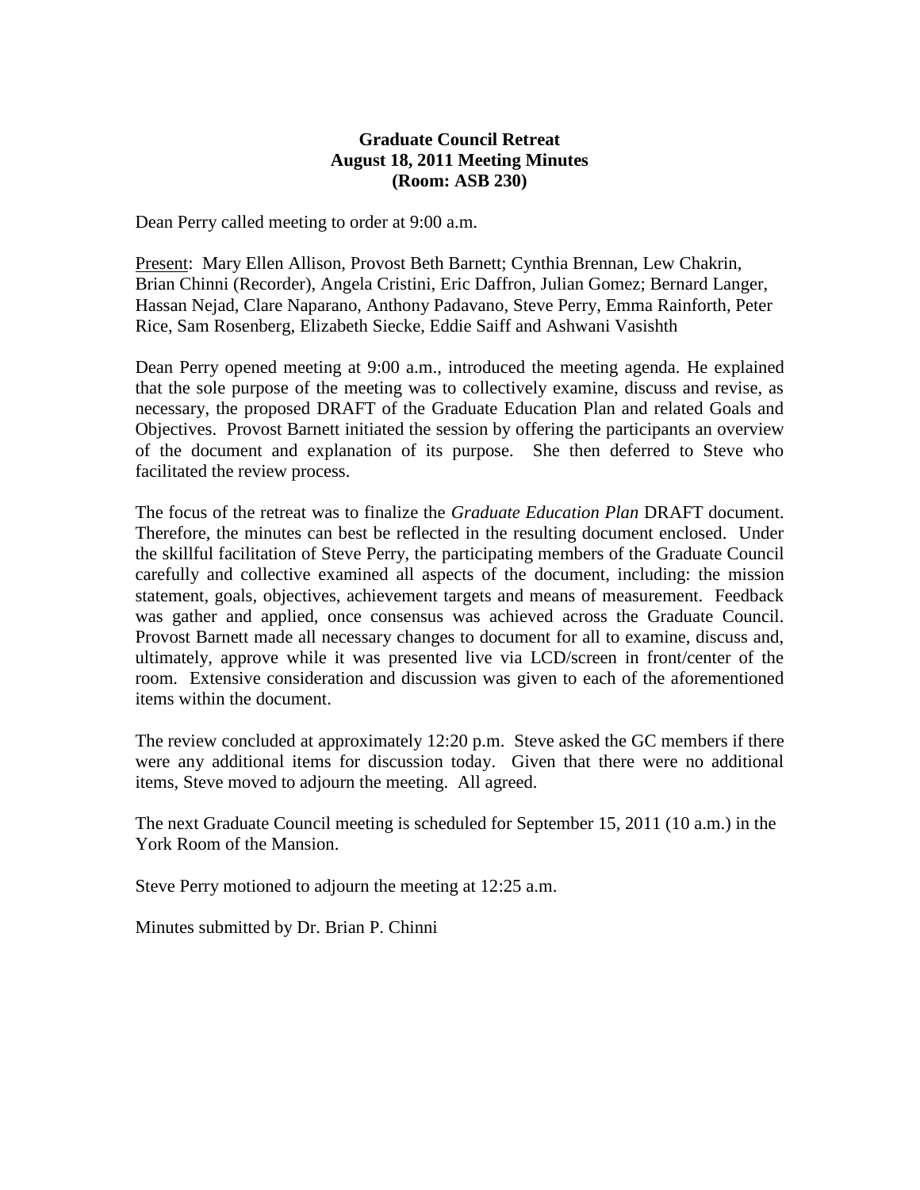**Graduate Council Retreat**
**August 18, 2011 Meeting Minutes**
**(Room: ASB 230)**

Dean Perry called meeting to order at 9:00 a.m.

Present: Mary Ellen Allison, Provost Beth Barnett; Cynthia Brennan, Lew Chakrin, Brian Chinni (Recorder), Angela Cristini, Eric Daffron, Julian Gomez; Bernard Langer, Hassan Nejad, Clare Naparano, Anthony Padavano, Steve Perry, Emma Rainforth, Peter Rice, Sam Rosenberg, Elizabeth Siecke, Eddie Saiff and Ashwani Vasishth

Dean Perry opened meeting at 9:00 a.m., introduced the meeting agenda. He explained that the sole purpose of the meeting was to collectively examine, discuss and revise, as necessary, the proposed DRAFT of the Graduate Education Plan and related Goals and Objectives. Provost Barnett initiated the session by offering the participants an overview of the document and explanation of its purpose. She then deferred to Steve who facilitated the review process.

The focus of the retreat was to finalize the *Graduate Education Plan* DRAFT document. Therefore, the minutes can best be reflected in the resulting document enclosed. Under the skillful facilitation of Steve Perry, the participating members of the Graduate Council carefully and collective examined all aspects of the document, including: the mission statement, goals, objectives, achievement targets and means of measurement. Feedback was gather and applied, once consensus was achieved across the Graduate Council. Provost Barnett made all necessary changes to document for all to examine, discuss and, ultimately, approve while it was presented live via LCD/screen in front/center of the room. Extensive consideration and discussion was given to each of the aforementioned items within the document.

The review concluded at approximately 12:20 p.m. Steve asked the GC members if there were any additional items for discussion today. Given that there were no additional items, Steve moved to adjourn the meeting. All agreed.

The next Graduate Council meeting is scheduled for September 15, 2011 (10 a.m.) in the York Room of the Mansion.

Steve Perry motioned to adjourn the meeting at 12:25 a.m.

Minutes submitted by Dr. Brian P. Chinni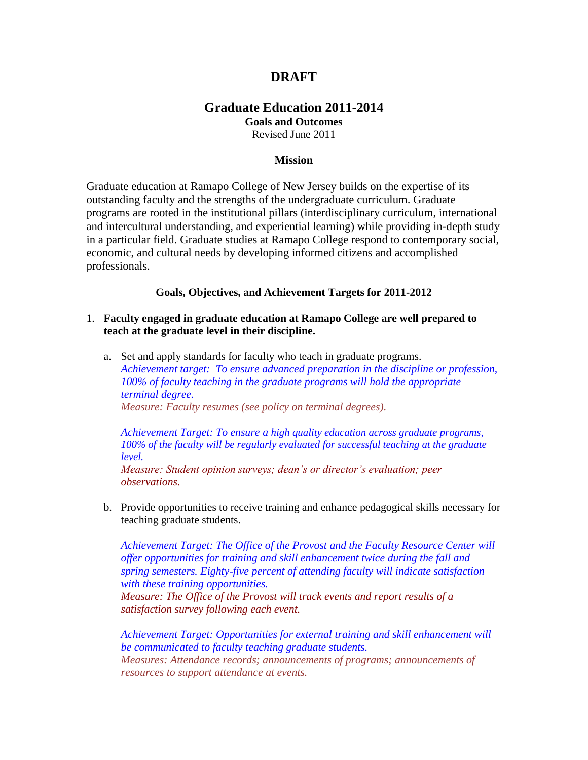# DRAFT

## Graduate Education 2011-2014

**Goals and Outcomes**

Revised June 2011

### Mission

Graduate education at Ramapo College of New Jersey builds on the expertise of its outstanding faculty and the strengths of the undergraduate curriculum. Graduate programs are rooted in the institutional pillars (interdisciplinary curriculum, international and intercultural understanding, and experiential learning) while providing in-depth study in a particular field. Graduate studies at Ramapo College respond to contemporary social, economic, and cultural needs by developing informed citizens and accomplished professionals.

### Goals, Objectives, and Achievement Targets for 2011-2012

1. **Faculty engaged in graduate education at Ramapo College are well prepared to teach at the graduate level in their discipline.**

   a. Set and apply standards for faculty who teach in graduate programs.
   *Achievement target: To ensure advanced preparation in the discipline or profession, 100% of faculty teaching in the graduate programs will hold the appropriate terminal degree.*
   *Measure: Faculty resumes (see policy on terminal degrees).*

   *Achievement Target: To ensure a high quality education across graduate programs, 100% of the faculty will be regularly evaluated for successful teaching at the graduate level.*
   *Measure: Student opinion surveys; dean's or director's evaluation; peer observations.*

   b. Provide opportunities to receive training and enhance pedagogical skills necessary for teaching graduate students.

   *Achievement Target: The Office of the Provost and the Faculty Resource Center will offer opportunities for training and skill enhancement twice during the fall and spring semesters. Eighty-five percent of attending faculty will indicate satisfaction with these training opportunities.*
   *Measure: The Office of the Provost will track events and report results of a satisfaction survey following each event.*

   *Achievement Target: Opportunities for external training and skill enhancement will be communicated to faculty teaching graduate students.*
   *Measures: Attendance records; announcements of programs; announcements of resources to support attendance at events.*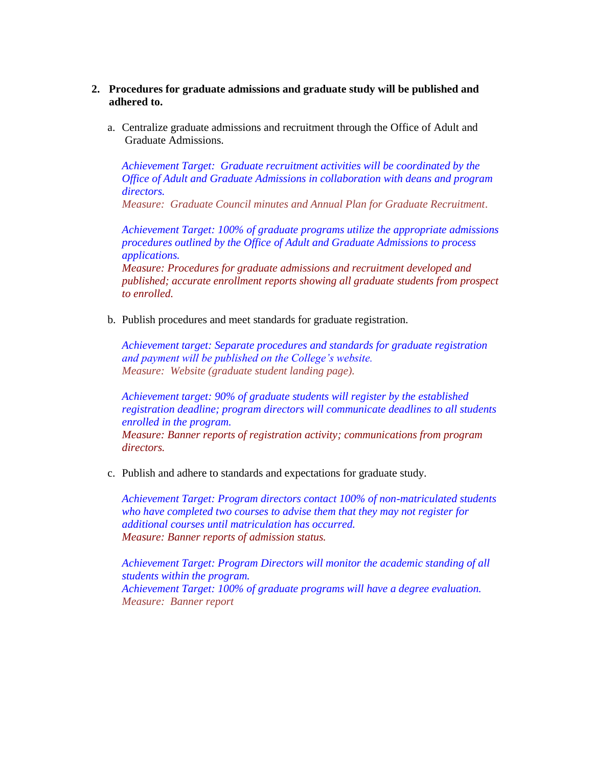2. **Procedures for graduate admissions and graduate study will be published and adhered to.**

   a. Centralize graduate admissions and recruitment through the Office of Adult and Graduate Admissions.

      *Achievement Target: Graduate recruitment activities will be coordinated by the Office of Adult and Graduate Admissions in collaboration with deans and program directors.*
      *Measure: Graduate Council minutes and Annual Plan for Graduate Recruitment.*

      *Achievement Target: 100% of graduate programs utilize the appropriate admissions procedures outlined by the Office of Adult and Graduate Admissions to process applications.*
      *Measure: Procedures for graduate admissions and recruitment developed and published; accurate enrollment reports showing all graduate students from prospect to enrolled.*

   b. Publish procedures and meet standards for graduate registration.

      *Achievement target: Separate procedures and standards for graduate registration and payment will be published on the College's website.*
      *Measure: Website (graduate student landing page).*

      *Achievement target: 90% of graduate students will register by the established registration deadline; program directors will communicate deadlines to all students enrolled in the program.*
      *Measure: Banner reports of registration activity; communications from program directors.*

   c. Publish and adhere to standards and expectations for graduate study.

      *Achievement Target: Program directors contact 100% of non-matriculated students who have completed two courses to advise them that they may not register for additional courses until matriculation has occurred.*
      *Measure: Banner reports of admission status.*

      *Achievement Target: Program Directors will monitor the academic standing of all students within the program.*
      *Achievement Target: 100% of graduate programs will have a degree evaluation.*
      *Measure: Banner report*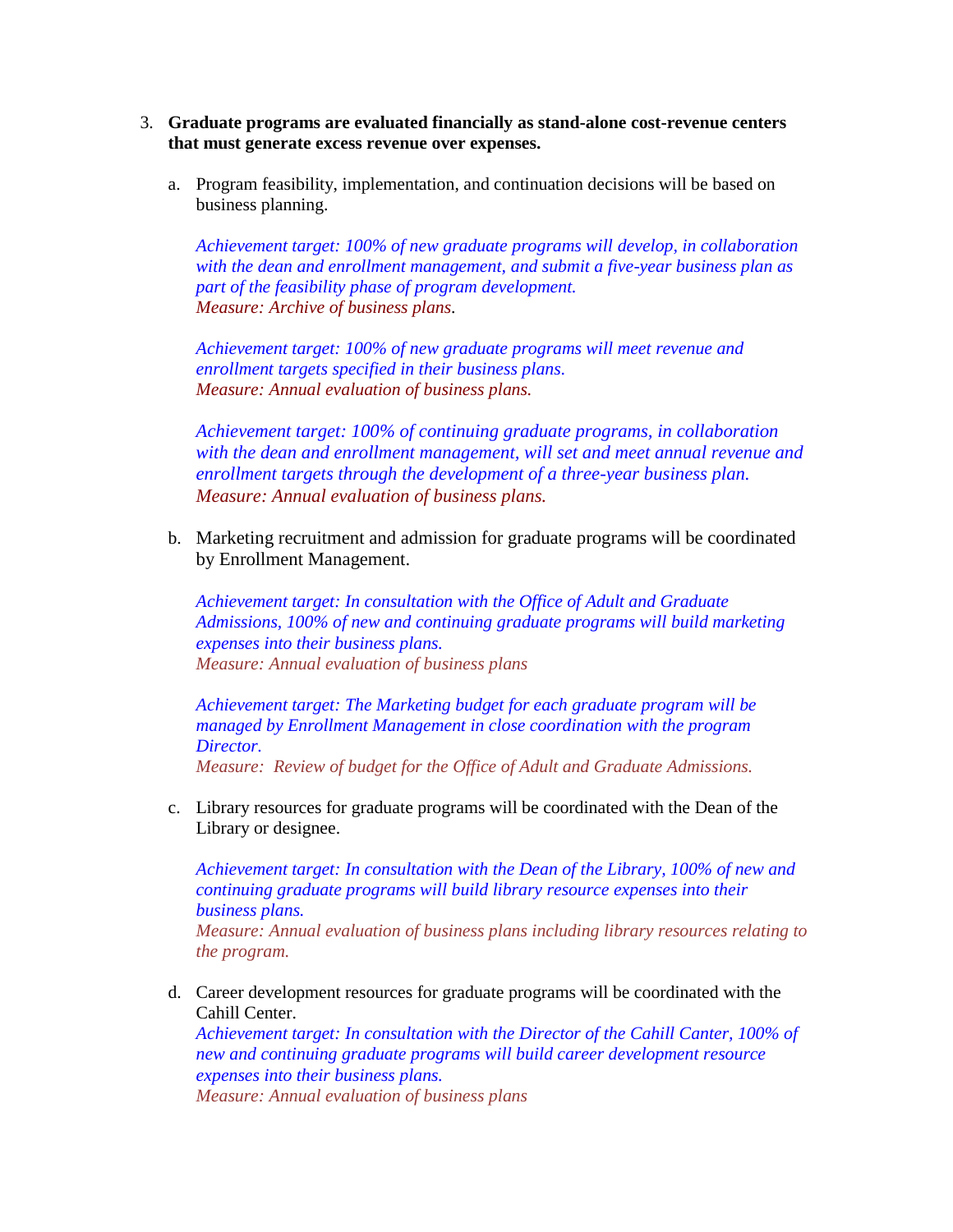3. **Graduate programs are evaluated financially as stand-alone cost-revenue centers that must generate excess revenue over expenses.**

   a. Program feasibility, implementation, and continuation decisions will be based on business planning.

      *Achievement target: 100% of new graduate programs will develop, in collaboration with the dean and enrollment management, and submit a five-year business plan as part of the feasibility phase of program development.*
      *Measure: Archive of business plans*.

      *Achievement target: 100% of new graduate programs will meet revenue and enrollment targets specified in their business plans.*
      *Measure: Annual evaluation of business plans.*

      *Achievement target: 100% of continuing graduate programs, in collaboration with the dean and enrollment management, will set and meet annual revenue and enrollment targets through the development of a three-year business plan.*
      *Measure: Annual evaluation of business plans.*

   b. Marketing recruitment and admission for graduate programs will be coordinated by Enrollment Management.

      *Achievement target: In consultation with the Office of Adult and Graduate Admissions, 100% of new and continuing graduate programs will build marketing expenses into their business plans.*
      *Measure: Annual evaluation of business plans*

      *Achievement target: The Marketing budget for each graduate program will be managed by Enrollment Management in close coordination with the program Director.*
      *Measure: Review of budget for the Office of Adult and Graduate Admissions.*

   c. Library resources for graduate programs will be coordinated with the Dean of the Library or designee.

      *Achievement target: In consultation with the Dean of the Library, 100% of new and continuing graduate programs will build library resource expenses into their business plans.*
      *Measure: Annual evaluation of business plans including library resources relating to the program.*

   d. Career development resources for graduate programs will be coordinated with the Cahill Center.
      *Achievement target: In consultation with the Director of the Cahill Canter, 100% of new and continuing graduate programs will build career development resource expenses into their business plans.*
      *Measure: Annual evaluation of business plans*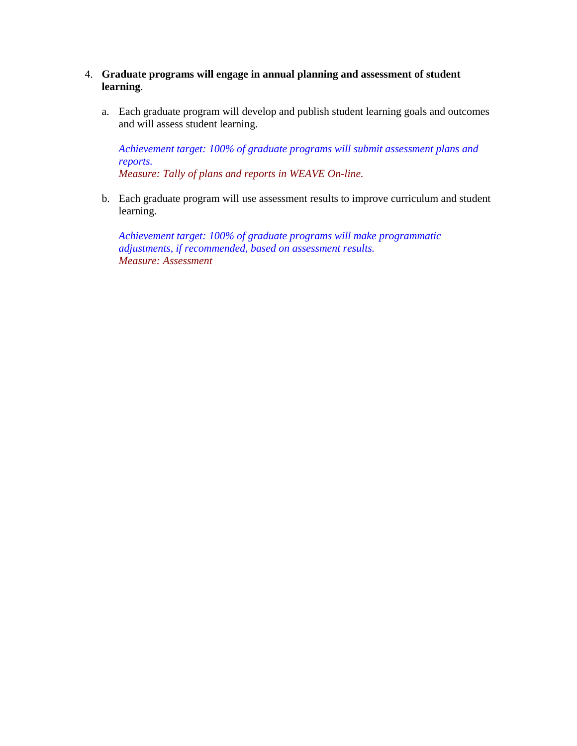4. **Graduate programs will engage in annual planning and assessment of student learning**.

    a. Each graduate program will develop and publish student learning goals and outcomes and will assess student learning.

    *Achievement target: 100% of graduate programs will submit assessment plans and reports.*
    *Measure: Tally of plans and reports in WEAVE On-line.*

    b. Each graduate program will use assessment results to improve curriculum and student learning.

    *Achievement target: 100% of graduate programs will make programmatic adjustments, if recommended, based on assessment results.*
    *Measure: Assessment*